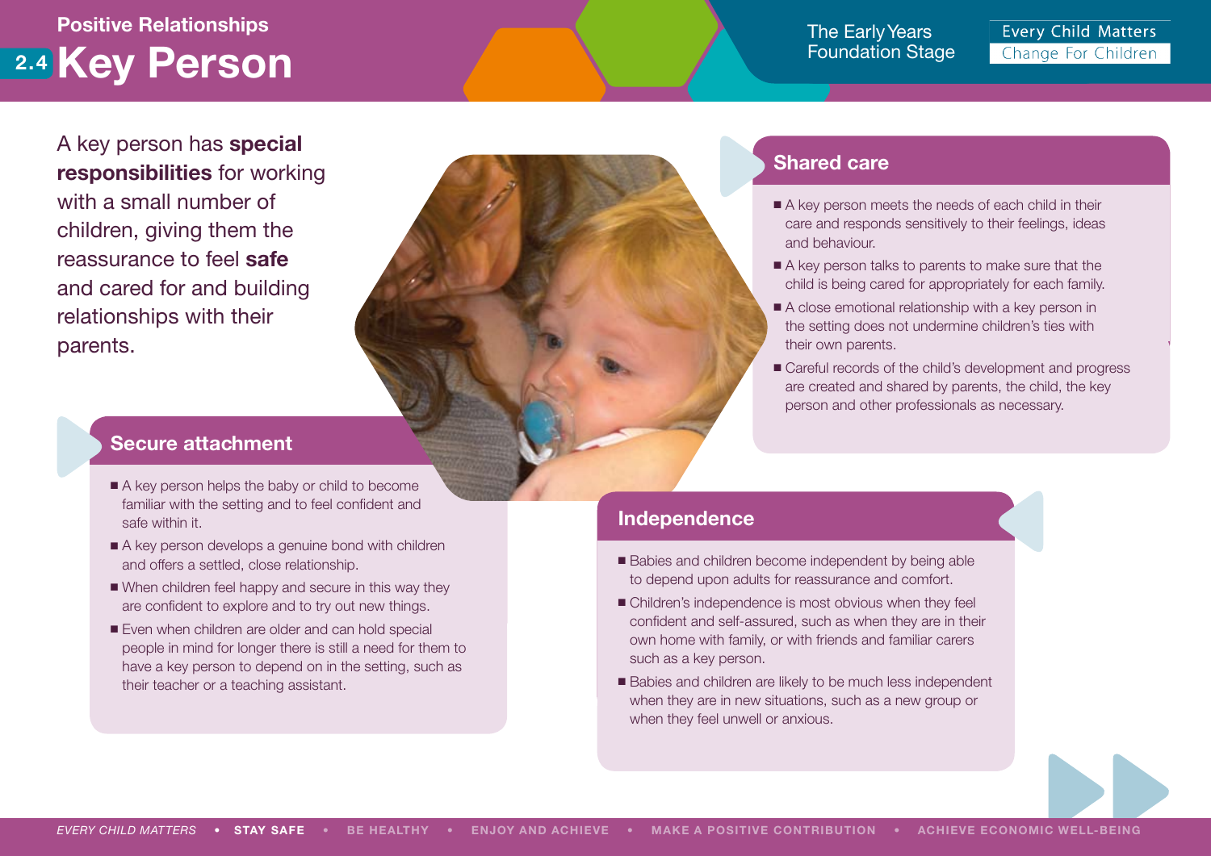Positive Relationships

# 2.4 Key Person

The Early Years Foundation Stage

Every Child Matters
Change For Children

A key person has **special responsibilities** for working with a small number of children, giving them the reassurance to feel **safe** and cared for and building relationships with their parents.

## Secure attachment

- A key person helps the baby or child to become familiar with the setting and to feel confident and safe within it.
- A key person develops a genuine bond with children and offers a settled, close relationship.
- When children feel happy and secure in this way they are confident to explore and to try out new things.
- Even when children are older and can hold special people in mind for longer there is still a need for them to have a key person to depend on in the setting, such as their teacher or a teaching assistant.

## Shared care

- A key person meets the needs of each child in their care and responds sensitively to their feelings, ideas and behaviour.
- A key person talks to parents to make sure that the child is being cared for appropriately for each family.
- A close emotional relationship with a key person in the setting does not undermine children's ties with their own parents.
- Careful records of the child's development and progress are created and shared by parents, the child, the key person and other professionals as necessary.

## Independence

- Babies and children become independent by being able to depend upon adults for reassurance and comfort.
- Children's independence is most obvious when they feel confident and self-assured, such as when they are in their own home with family, or with friends and familiar carers such as a key person.
- Babies and children are likely to be much less independent when they are in new situations, such as a new group or when they feel unwell or anxious.

*EVERY CHILD MATTERS* • **STAY SAFE** • BE HEALTHY • ENJOY AND ACHIEVE • MAKE A POSITIVE CONTRIBUTION • ACHIEVE ECONOMIC WELL-BEING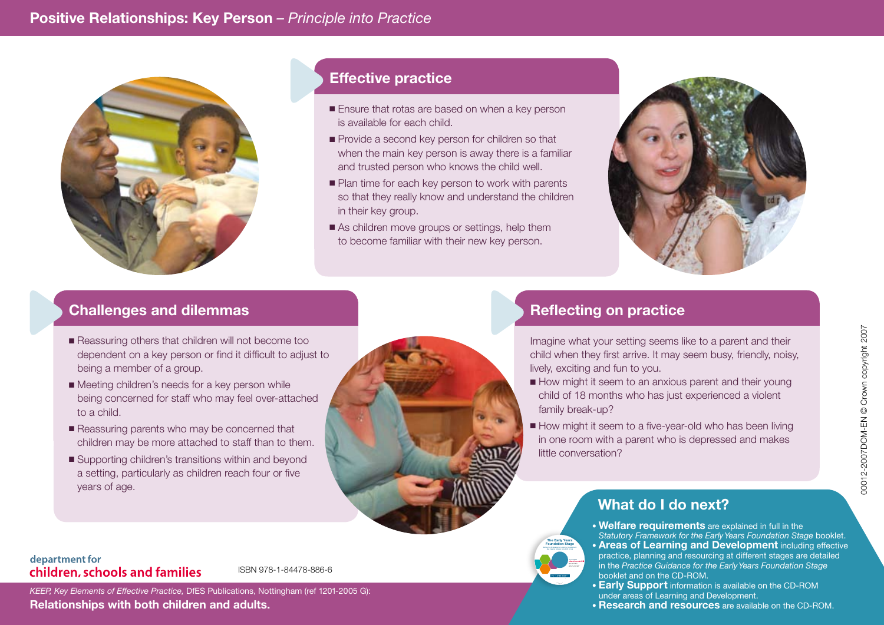# Positive Relationships: Key Person – *Principle into Practice*

## Effective practice

- Ensure that rotas are based on when a key person is available for each child.
- Provide a second key person for children so that when the main key person is away there is a familiar and trusted person who knows the child well.
- Plan time for each key person to work with parents so that they really know and understand the children in their key group.
- As children move groups or settings, help them to become familiar with their new key person.

## Challenges and dilemmas

- Reassuring others that children will not become too dependent on a key person or find it difficult to adjust to being a member of a group.
- Meeting children's needs for a key person while being concerned for staff who may feel over-attached to a child.
- Reassuring parents who may be concerned that children may be more attached to staff than to them.
- Supporting children's transitions within and beyond a setting, particularly as children reach four or five years of age.

## Reflecting on practice

Imagine what your setting seems like to a parent and their child when they first arrive. It may seem busy, friendly, noisy, lively, exciting and fun to you.

- How might it seem to an anxious parent and their young child of 18 months who has just experienced a violent family break-up?
- How might it seem to a five-year-old who has been living in one room with a parent who is depressed and makes little conversation?

## What do I do next?

- **Welfare requirements** are explained in full in the *Statutory Framework for the Early Years Foundation Stage* booklet.
- **Areas of Learning and Development** including effective practice, planning and resourcing at different stages are detailed in the *Practice Guidance for the Early Years Foundation Stage* booklet and on the CD-ROM.
- **Early Support** information is available on the CD-ROM under areas of Learning and Development.
- **Research and resources** are available on the CD-ROM.

department for children, schools and families

ISBN 978-1-84478-886-6

00012-2007DOM-EN © Crown copyright 2007

*KEEP, Key Elements of Effective Practice,* DfES Publications, Nottingham (ref 1201-2005 G):
**Relationships with both children and adults.**